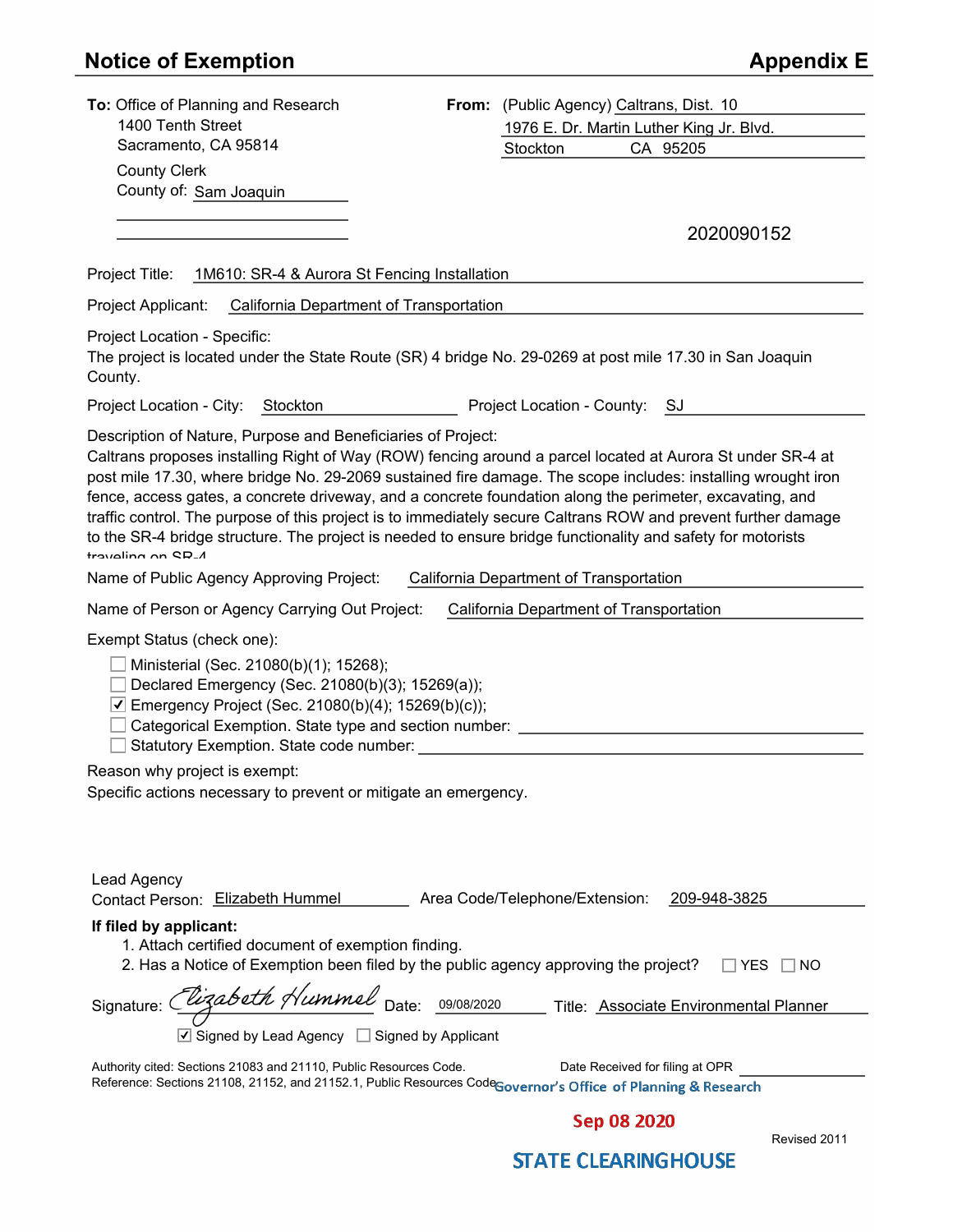# Notice of Exemption

**Appendix E**

**To:** Office of Planning and Research
1400 Tenth Street
Sacramento, CA 95814

County Clerk
County of: Sam Joaquin

**From:** (Public Agency) Caltrans, Dist. 10
1976 E. Dr. Martin Luther King Jr. Blvd.
Stockton CA 95205

2020090152

Project Title: 1M610: SR-4 & Aurora St Fencing Installation

Project Applicant: California Department of Transportation

Project Location - Specific:
The project is located under the State Route (SR) 4 bridge No. 29-0269 at post mile 17.30 in San Joaquin County.

Project Location - City: Stockton Project Location - County: SJ

Description of Nature, Purpose and Beneficiaries of Project:
Caltrans proposes installing Right of Way (ROW) fencing around a parcel located at Aurora St under SR-4 at post mile 17.30, where bridge No. 29-2069 sustained fire damage. The scope includes: installing wrought iron fence, access gates, a concrete driveway, and a concrete foundation along the perimeter, excavating, and traffic control. The purpose of this project is to immediately secure Caltrans ROW and prevent further damage to the SR-4 bridge structure. The project is needed to ensure bridge functionality and safety for motorists traveling on SR-4

Name of Public Agency Approving Project: California Department of Transportation

Name of Person or Agency Carrying Out Project: California Department of Transportation

Exempt Status (check one):

- ☐ Ministerial (Sec. 21080(b)(1); 15268);
- ☐ Declared Emergency (Sec. 21080(b)(3); 15269(a));
- ☑ Emergency Project (Sec. 21080(b)(4); 15269(b)(c));
- ☐ Categorical Exemption. State type and section number:
- ☐ Statutory Exemption. State code number:

Reason why project is exempt:
Specific actions necessary to prevent or mitigate an emergency.

Lead Agency
Contact Person: Elizabeth Hummel Area Code/Telephone/Extension: 209-948-3825

**If filed by applicant:**

1. Attach certified document of exemption finding.
2. Has a Notice of Exemption been filed by the public agency approving the project? ☐ YES ☐ NO

Signature: *Elizabeth Hummel* Date: 09/08/2020 Title: Associate Environmental Planner

☑ Signed by Lead Agency ☐ Signed by Applicant

Authority cited: Sections 21083 and 21110, Public Resources Code.
Reference: Sections 21108, 21152, and 21152.1, Public Resources Code.

Date Received for filing at OPR

Governor's Office of Planning & Research

Sep 08 2020

STATE CLEARINGHOUSE

Revised 2011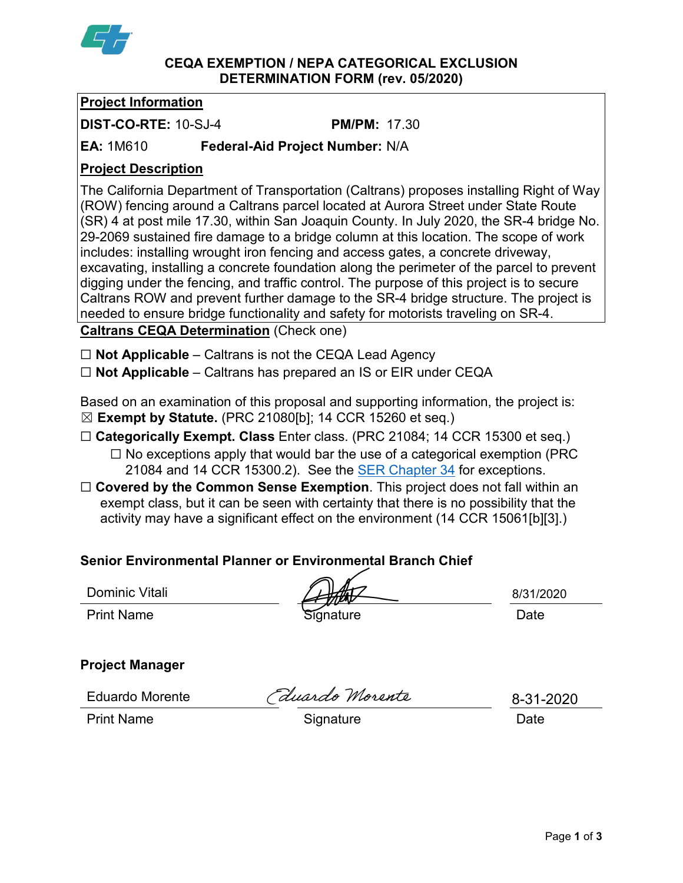# CEQA EXEMPTION / NEPA CATEGORICAL EXCLUSION DETERMINATION FORM (rev. 05/2020)

**Project Information**

**DIST-CO-RTE:** 10-SJ-4 **PM/PM:** 17.30

**EA:** 1M610 **Federal-Aid Project Number:** N/A

**Project Description**

The California Department of Transportation (Caltrans) proposes installing Right of Way (ROW) fencing around a Caltrans parcel located at Aurora Street under State Route (SR) 4 at post mile 17.30, within San Joaquin County. In July 2020, the SR-4 bridge No. 29-2069 sustained fire damage to a bridge column at this location. The scope of work includes: installing wrought iron fencing and access gates, a concrete driveway, excavating, installing a concrete foundation along the perimeter of the parcel to prevent digging under the fencing, and traffic control. The purpose of this project is to secure Caltrans ROW and prevent further damage to the SR-4 bridge structure. The project is needed to ensure bridge functionality and safety for motorists traveling on SR-4.

**Caltrans CEQA Determination** (Check one)

☐ **Not Applicable** – Caltrans is not the CEQA Lead Agency

☐ **Not Applicable** – Caltrans has prepared an IS or EIR under CEQA

Based on an examination of this proposal and supporting information, the project is:

☒ **Exempt by Statute.** (PRC 21080[b]; 14 CCR 15260 et seq.)

☐ **Categorically Exempt. Class** Enter class. (PRC 21084; 14 CCR 15300 et seq.)

- ☐ No exceptions apply that would bar the use of a categorical exemption (PRC 21084 and 14 CCR 15300.2). See the SER Chapter 34 for exceptions.

☐ **Covered by the Common Sense Exemption**. This project does not fall within an exempt class, but it can be seen with certainty that there is no possibility that the activity may have a significant effect on the environment (14 CCR 15061[b][3].)

**Senior Environmental Planner or Environmental Branch Chief**

| Dominic Vitali | [Signature] | 8/31/2020 |
|---|---|---|
| Print Name | Signature | Date |

**Project Manager**

| Eduardo Morente | Eduardo Morente | 8-31-2020 |
|---|---|---|
| Print Name | Signature | Date |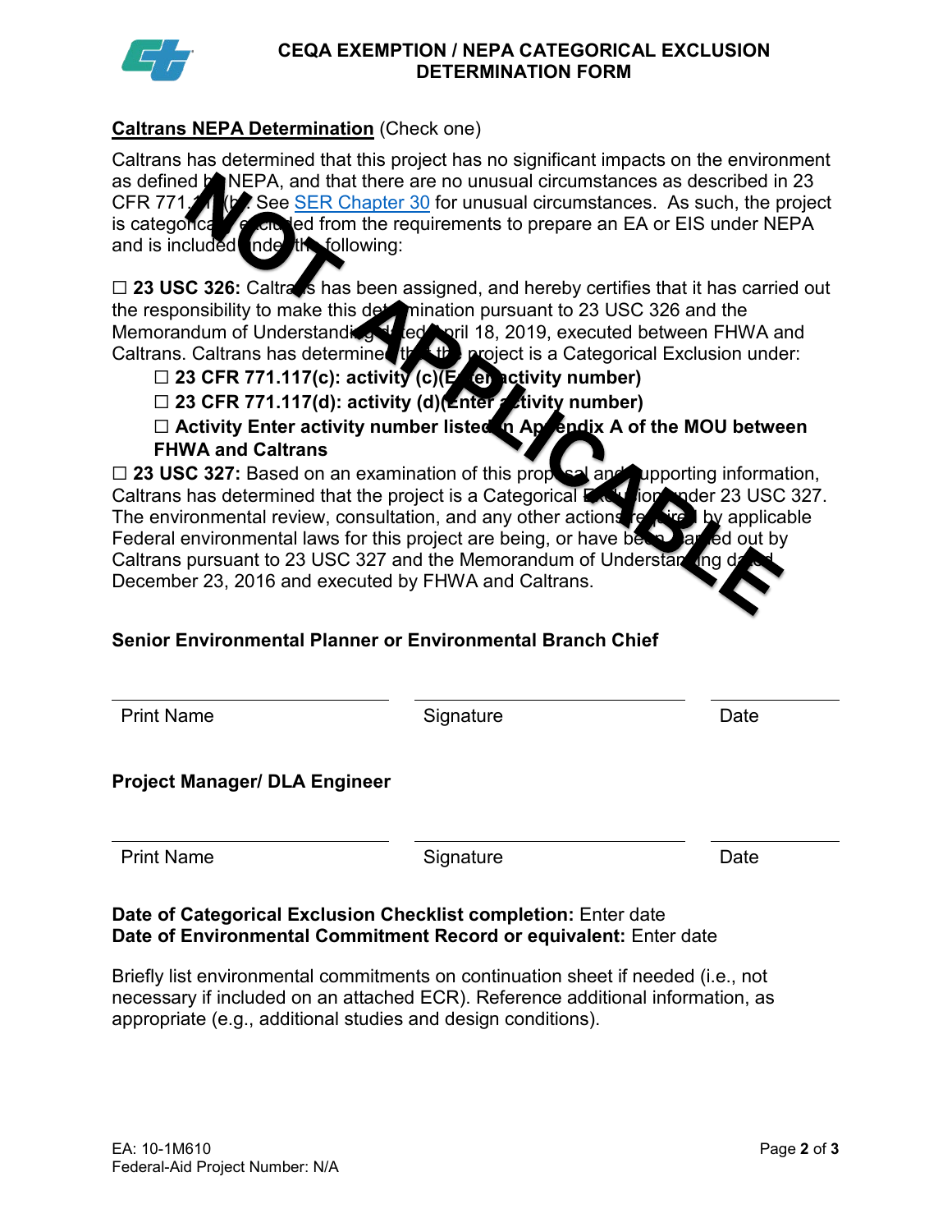# CEQA EXEMPTION / NEPA CATEGORICAL EXCLUSION DETERMINATION FORM

**Caltrans NEPA Determination** (Check one)

NOT APPLICABLE

Caltrans has determined that this project has no significant impacts on the environment as defined by NEPA, and that there are no unusual circumstances as described in 23 CFR 771.117(b). See SER Chapter 30 for unusual circumstances. As such, the project is categorically excluded from the requirements to prepare an EA or EIS under NEPA and is included under the following:

☐ **23 USC 326:** Caltrans has been assigned, and hereby certifies that it has carried out the responsibility to make this determination pursuant to 23 USC 326 and the Memorandum of Understanding dated April 18, 2019, executed between FHWA and Caltrans. Caltrans has determined that the project is a Categorical Exclusion under:

- ☐ **23 CFR 771.117(c): activity (c)(Enter activity number)**
- ☐ **23 CFR 771.117(d): activity (d)(Enter activity number)**
- ☐ **Activity Enter activity number listed in Appendix A of the MOU between FHWA and Caltrans**

☐ **23 USC 327:** Based on an examination of this proposal and supporting information, Caltrans has determined that the project is a Categorical Exclusion under 23 USC 327. The environmental review, consultation, and any other actions required by applicable Federal environmental laws for this project are being, or have been, carried out by Caltrans pursuant to 23 USC 327 and the Memorandum of Understanding dated December 23, 2016 and executed by FHWA and Caltrans.

**Senior Environmental Planner or Environmental Branch Chief**

| Print Name | Signature | Date |
|---|---|---|

**Project Manager/ DLA Engineer**

| Print Name | Signature | Date |
|---|---|---|

**Date of Categorical Exclusion Checklist completion:** Enter date
**Date of Environmental Commitment Record or equivalent:** Enter date

Briefly list environmental commitments on continuation sheet if needed (i.e., not necessary if included on an attached ECR). Reference additional information, as appropriate (e.g., additional studies and design conditions).

EA: 10-1M610
Federal-Aid Project Number: N/A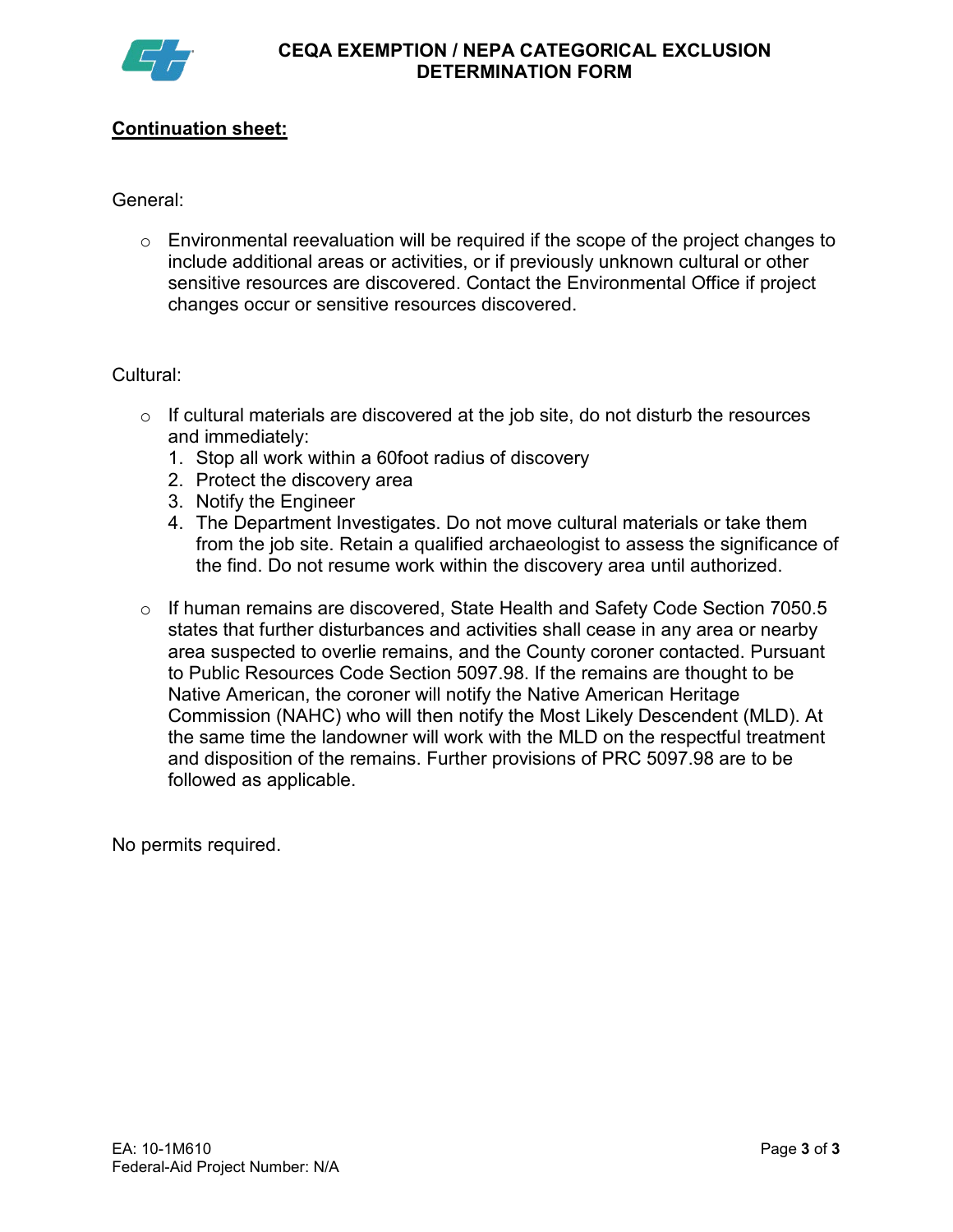# CEQA EXEMPTION / NEPA CATEGORICAL EXCLUSION DETERMINATION FORM

**Continuation sheet:**

General:

- Environmental reevaluation will be required if the scope of the project changes to include additional areas or activities, or if previously unknown cultural or other sensitive resources are discovered. Contact the Environmental Office if project changes occur or sensitive resources discovered.

Cultural:

- If cultural materials are discovered at the job site, do not disturb the resources and immediately:
  1. Stop all work within a 60foot radius of discovery
  2. Protect the discovery area
  3. Notify the Engineer
  4. The Department Investigates. Do not move cultural materials or take them from the job site. Retain a qualified archaeologist to assess the significance of the find. Do not resume work within the discovery area until authorized.

- If human remains are discovered, State Health and Safety Code Section 7050.5 states that further disturbances and activities shall cease in any area or nearby area suspected to overlie remains, and the County coroner contacted. Pursuant to Public Resources Code Section 5097.98. If the remains are thought to be Native American, the coroner will notify the Native American Heritage Commission (NAHC) who will then notify the Most Likely Descendent (MLD). At the same time the landowner will work with the MLD on the respectful treatment and disposition of the remains. Further provisions of PRC 5097.98 are to be followed as applicable.

No permits required.

EA: 10-1M610
Federal-Aid Project Number: N/A